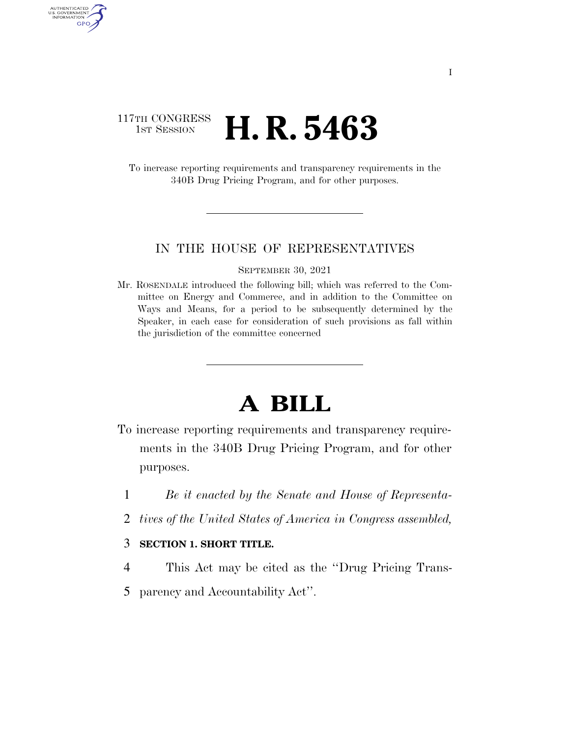117TH CONGRESS
1ST SESSION

# H. R. 5463

To increase reporting requirements and transparency requirements in the 340B Drug Pricing Program, and for other purposes.

IN THE HOUSE OF REPRESENTATIVES

SEPTEMBER 30, 2021

Mr. ROSENDALE introduced the following bill; which was referred to the Committee on Energy and Commerce, and in addition to the Committee on Ways and Means, for a period to be subsequently determined by the Speaker, in each case for consideration of such provisions as fall within the jurisdiction of the committee concerned

# A BILL

To increase reporting requirements and transparency requirements in the 340B Drug Pricing Program, and for other purposes.

1 *Be it enacted by the Senate and House of Representa-*
2 *tives of the United States of America in Congress assembled,*

3 **SECTION 1. SHORT TITLE.**

4 This Act may be cited as the ''Drug Pricing Trans-
5 parency and Accountability Act''.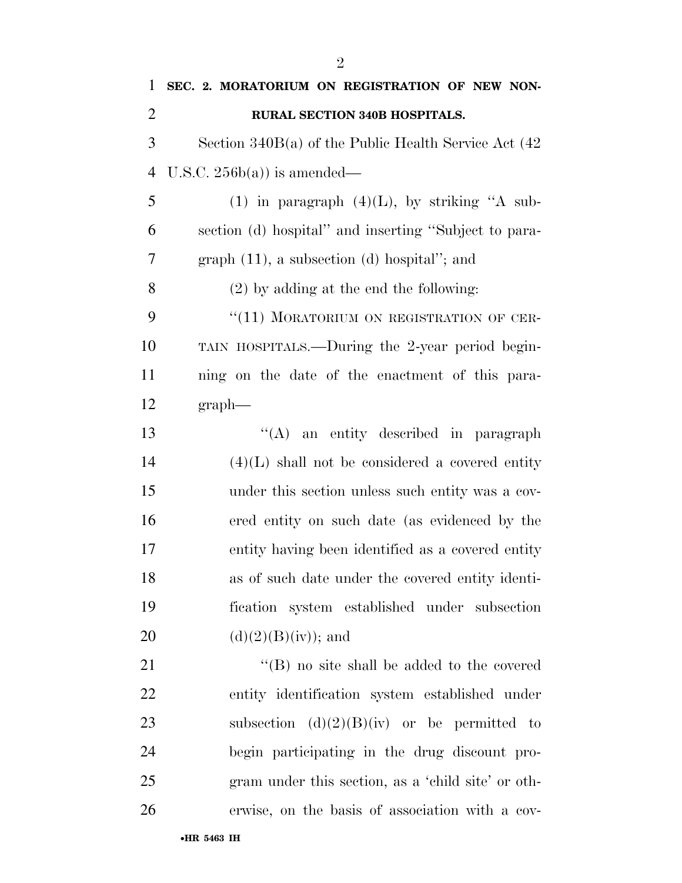**SEC. 2. MORATORIUM ON REGISTRATION OF NEW NON-RURAL SECTION 340B HOSPITALS.**

Section 340B(a) of the Public Health Service Act (42 U.S.C. 256b(a)) is amended—

(1) in paragraph (4)(L), by striking ''A subsection (d) hospital'' and inserting ''Subject to paragraph (11), a subsection (d) hospital''; and

(2) by adding at the end the following:

''(11) MORATORIUM ON REGISTRATION OF CERTAIN HOSPITALS.—During the 2-year period beginning on the date of the enactment of this paragraph—

''(A) an entity described in paragraph (4)(L) shall not be considered a covered entity under this section unless such entity was a covered entity on such date (as evidenced by the entity having been identified as a covered entity as of such date under the covered entity identification system established under subsection (d)(2)(B)(iv)); and

''(B) no site shall be added to the covered entity identification system established under subsection (d)(2)(B)(iv) or be permitted to begin participating in the drug discount program under this section, as a 'child site' or otherwise, on the basis of association with a cov-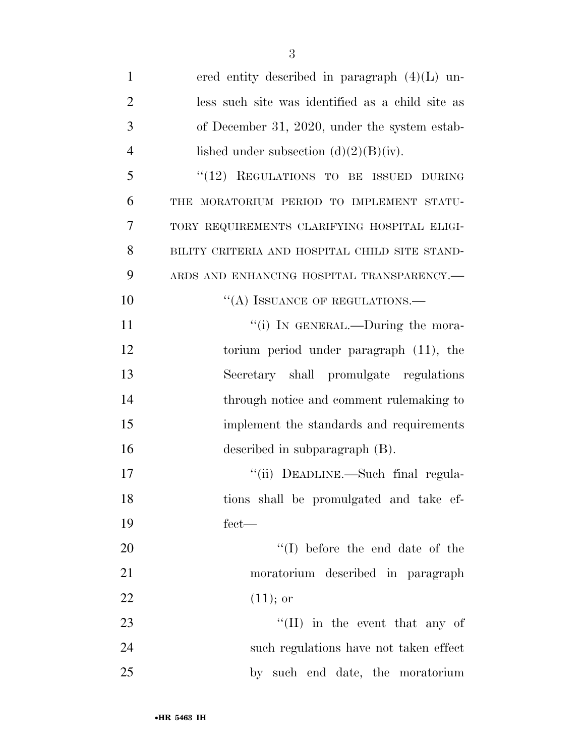ered entity described in paragraph (4)(L) unless such site was identified as a child site as of December 31, 2020, under the system established under subsection (d)(2)(B)(iv).

"(12) REGULATIONS TO BE ISSUED DURING THE MORATORIUM PERIOD TO IMPLEMENT STATUTORY REQUIREMENTS CLARIFYING HOSPITAL ELIGIBILITY CRITERIA AND HOSPITAL CHILD SITE STANDARDS AND ENHANCING HOSPITAL TRANSPARENCY.—

"(A) ISSUANCE OF REGULATIONS.—

"(i) IN GENERAL.—During the moratorium period under paragraph (11), the Secretary shall promulgate regulations through notice and comment rulemaking to implement the standards and requirements described in subparagraph (B).

"(ii) DEADLINE.—Such final regulations shall be promulgated and take effect—

"(I) before the end date of the moratorium described in paragraph (11); or

"(II) in the event that any of such regulations have not taken effect by such end date, the moratorium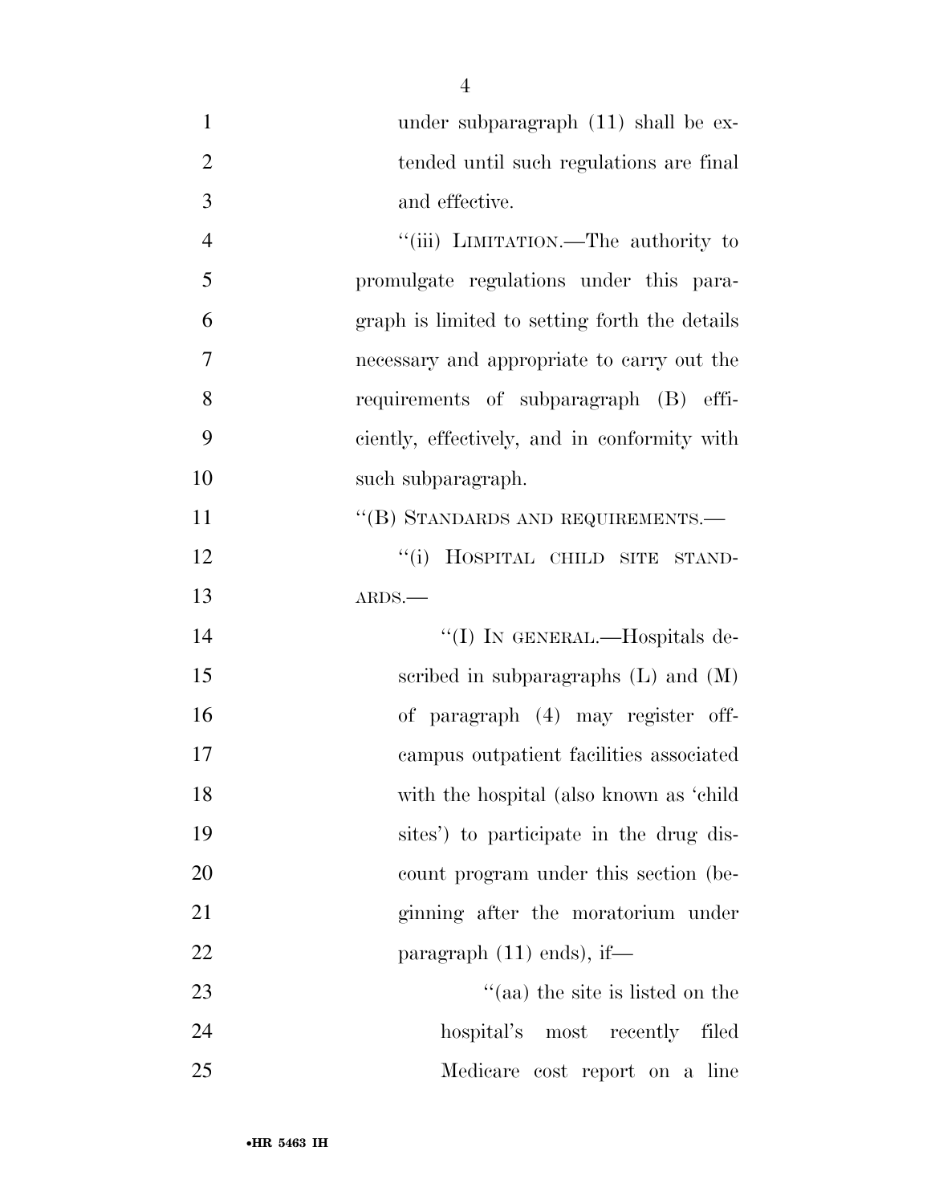under subparagraph (11) shall be extended until such regulations are final and effective.

"(iii) LIMITATION.—The authority to promulgate regulations under this paragraph is limited to setting forth the details necessary and appropriate to carry out the requirements of subparagraph (B) efficiently, effectively, and in conformity with such subparagraph.

"(B) STANDARDS AND REQUIREMENTS.—

"(i) HOSPITAL CHILD SITE STANDARDS.—

"(I) IN GENERAL.—Hospitals described in subparagraphs (L) and (M) of paragraph (4) may register off-campus outpatient facilities associated with the hospital (also known as 'child sites') to participate in the drug discount program under this section (beginning after the moratorium under paragraph (11) ends), if—

"(aa) the site is listed on the hospital's most recently filed Medicare cost report on a line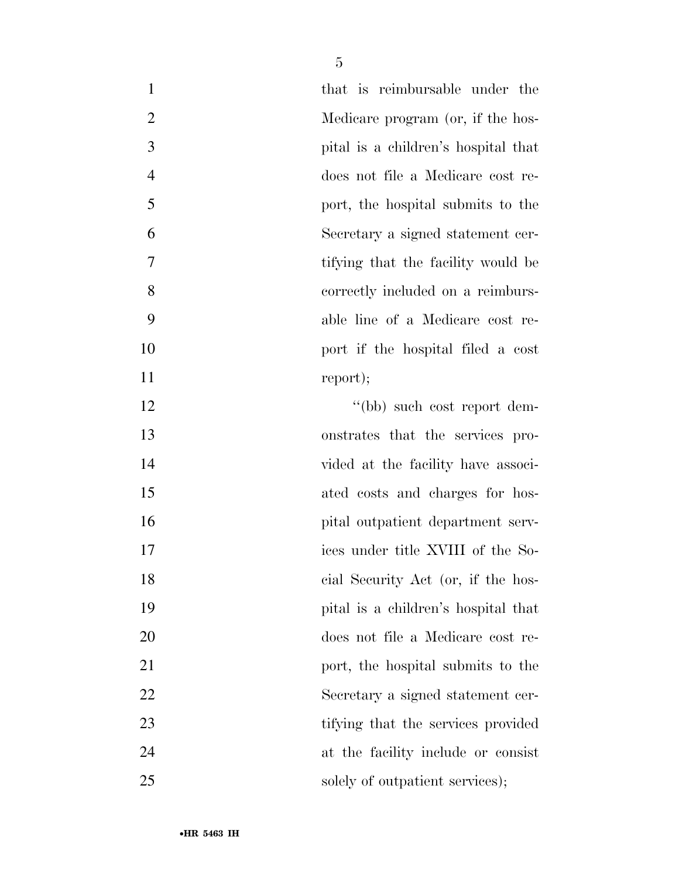that is reimbursable under the Medicare program (or, if the hospital is a children's hospital that does not file a Medicare cost report, the hospital submits to the Secretary a signed statement certifying that the facility would be correctly included on a reimbursable line of a Medicare cost report if the hospital filed a cost report);

"(bb) such cost report demonstrates that the services provided at the facility have associated costs and charges for hospital outpatient department services under title XVIII of the Social Security Act (or, if the hospital is a children's hospital that does not file a Medicare cost report, the hospital submits to the Secretary a signed statement certifying that the services provided at the facility include or consist solely of outpatient services);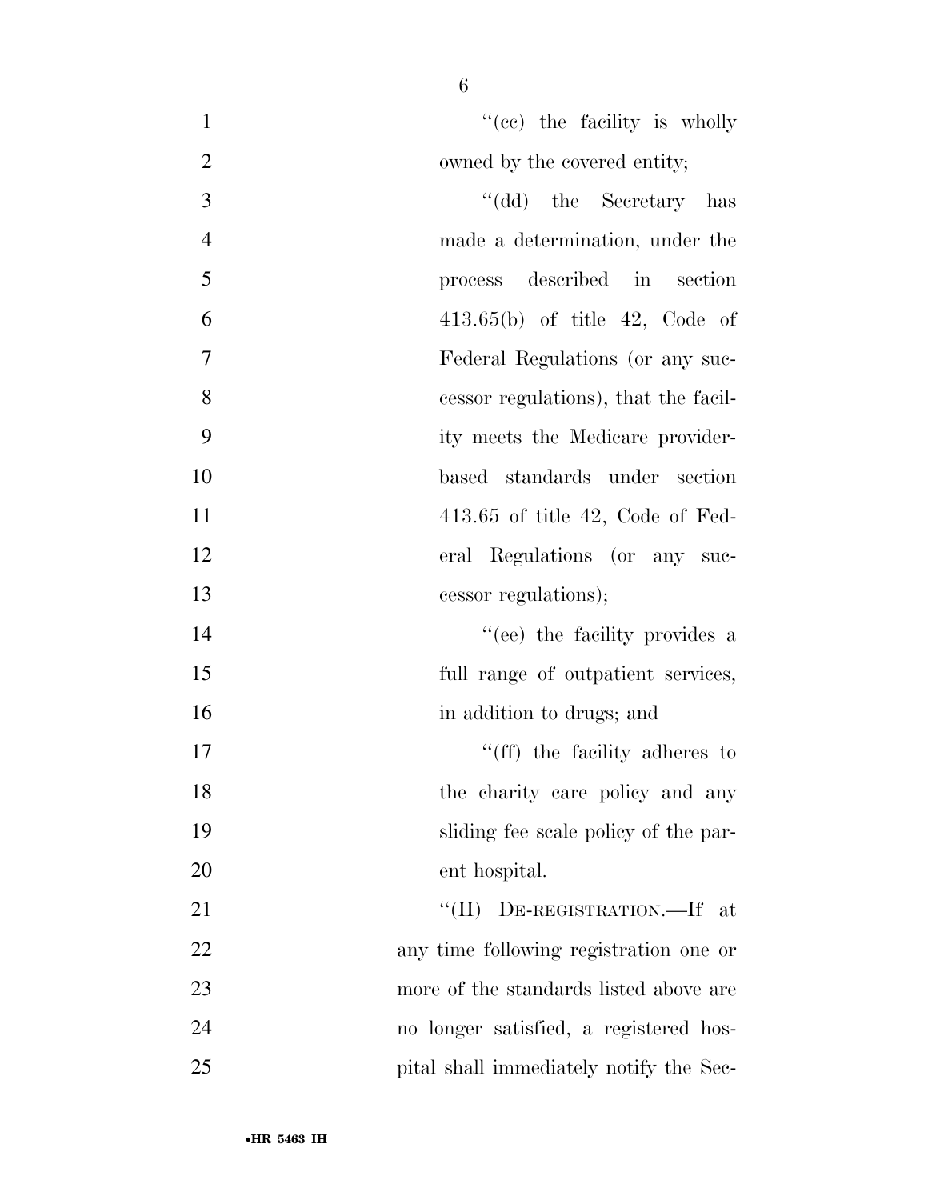"(cc) the facility is wholly owned by the covered entity;

"(dd) the Secretary has made a determination, under the process described in section 413.65(b) of title 42, Code of Federal Regulations (or any successor regulations), that the facility meets the Medicare provider-based standards under section 413.65 of title 42, Code of Federal Regulations (or any successor regulations);

"(ee) the facility provides a full range of outpatient services, in addition to drugs; and

"(ff) the facility adheres to the charity care policy and any sliding fee scale policy of the parent hospital.

"(II) DE-REGISTRATION.—If at any time following registration one or more of the standards listed above are no longer satisfied, a registered hospital shall immediately notify the Sec-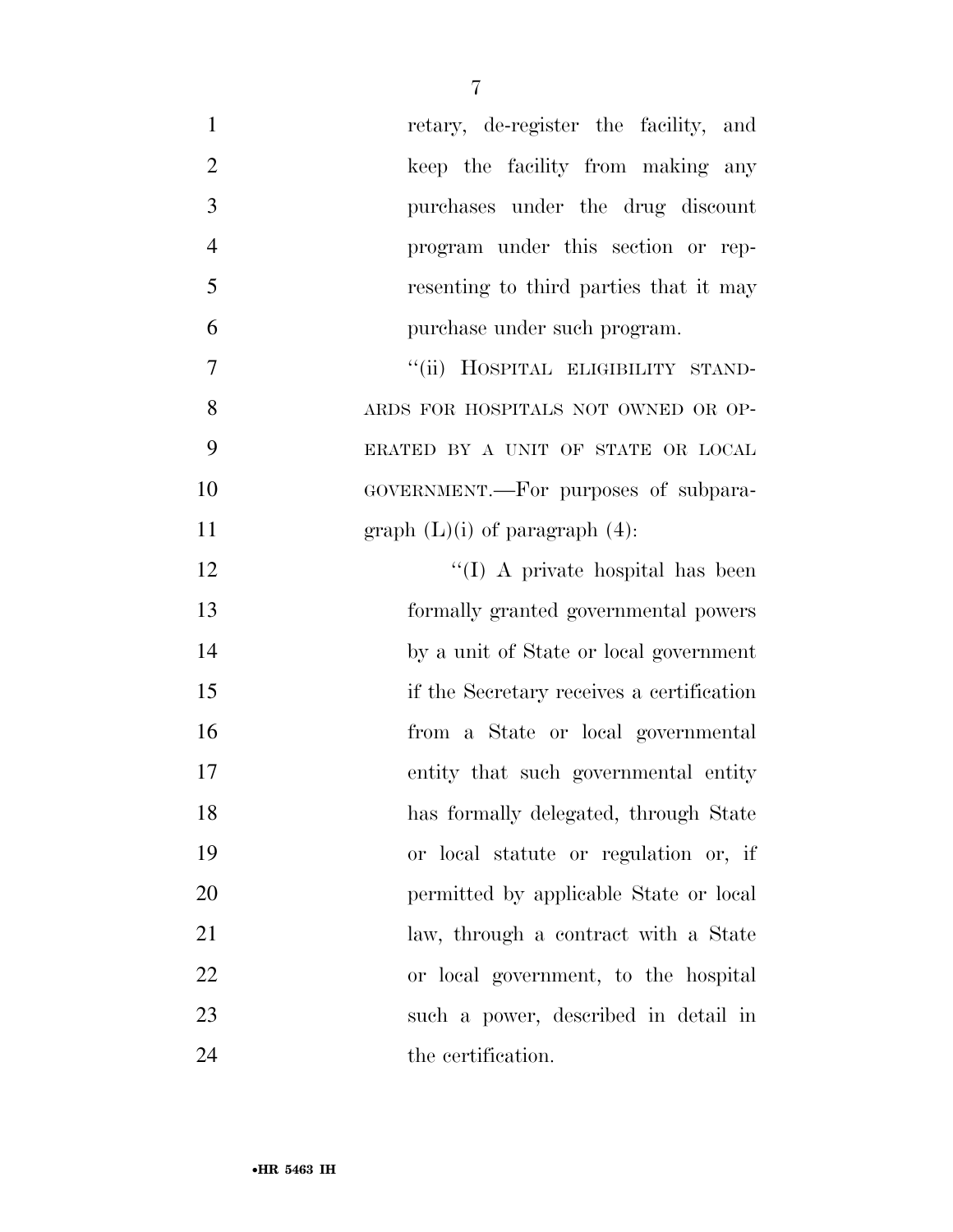retary, de-register the facility, and keep the facility from making any purchases under the drug discount program under this section or representing to third parties that it may purchase under such program.

"(ii) HOSPITAL ELIGIBILITY STANDARDS FOR HOSPITALS NOT OWNED OR OPERATED BY A UNIT OF STATE OR LOCAL GOVERNMENT.—For purposes of subparagraph (L)(i) of paragraph (4):

"(I) A private hospital has been formally granted governmental powers by a unit of State or local government if the Secretary receives a certification from a State or local governmental entity that such governmental entity has formally delegated, through State or local statute or regulation or, if permitted by applicable State or local law, through a contract with a State or local government, to the hospital such a power, described in detail in the certification.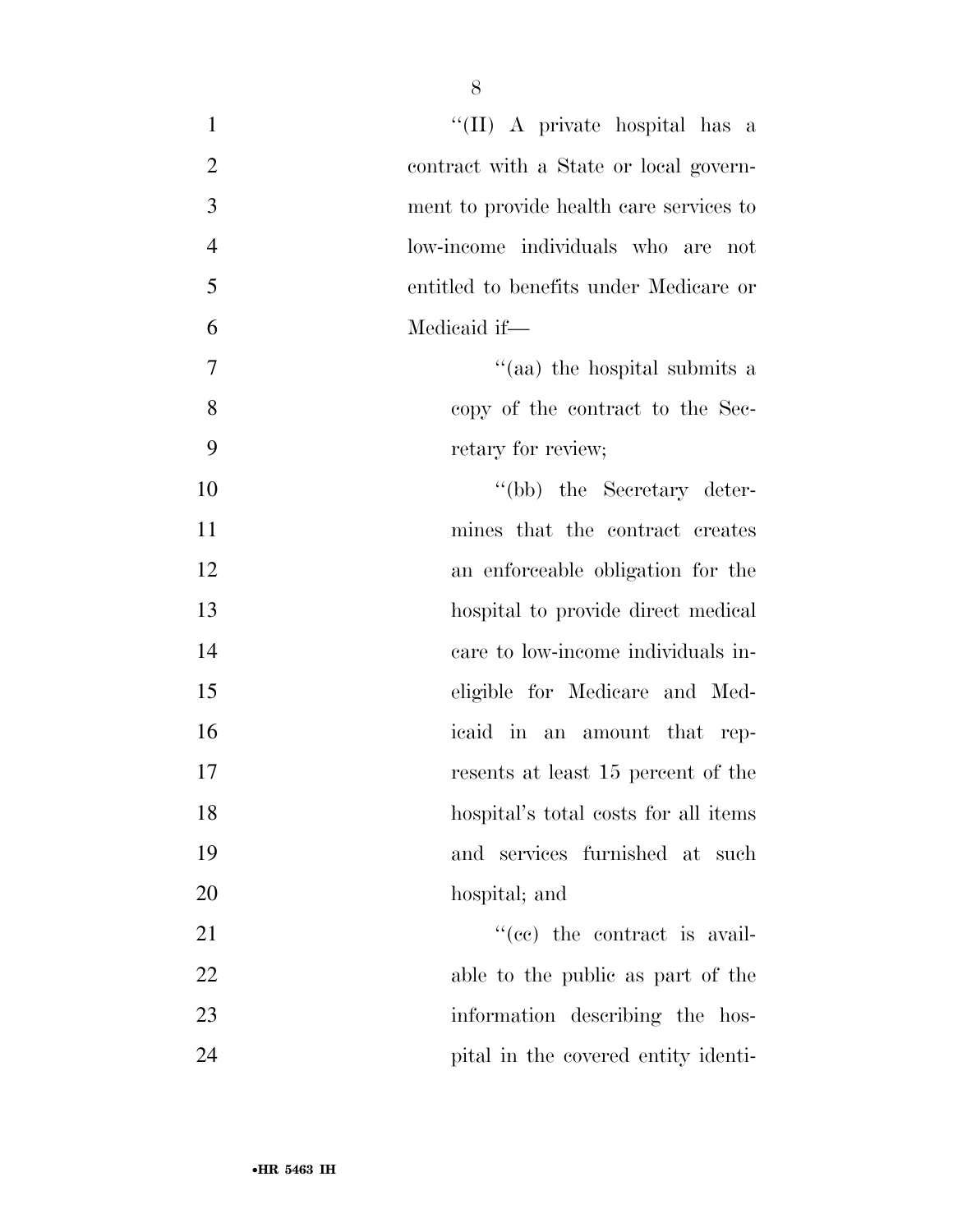"(II) A private hospital has a contract with a State or local government to provide health care services to low-income individuals who are not entitled to benefits under Medicare or Medicaid if—

"(aa) the hospital submits a copy of the contract to the Secretary for review;

"(bb) the Secretary determines that the contract creates an enforceable obligation for the hospital to provide direct medical care to low-income individuals ineligible for Medicare and Medicaid in an amount that represents at least 15 percent of the hospital's total costs for all items and services furnished at such hospital; and

"(cc) the contract is available to the public as part of the information describing the hospital in the covered entity identi-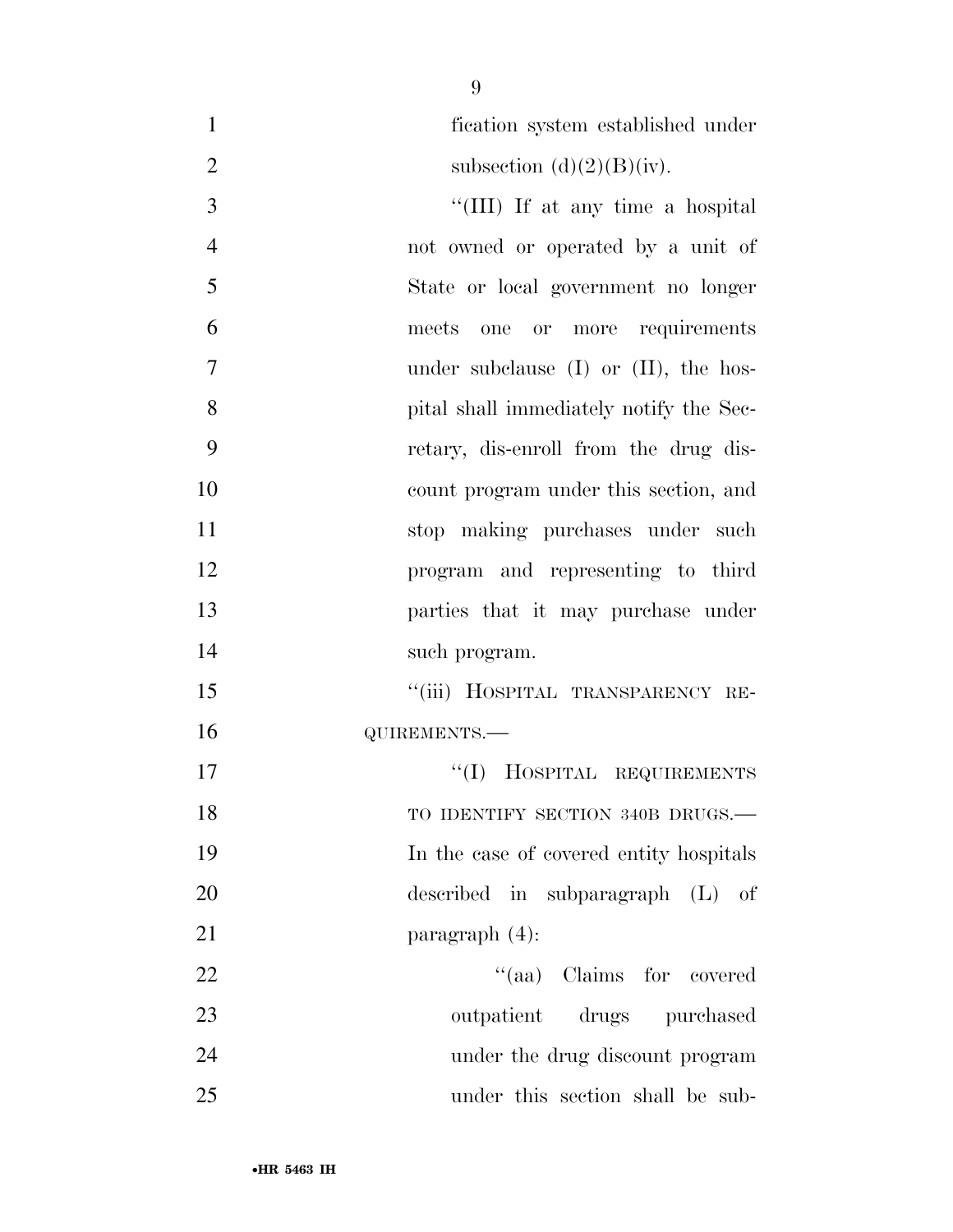fication system established under subsection (d)(2)(B)(iv).

"(III) If at any time a hospital not owned or operated by a unit of State or local government no longer meets one or more requirements under subclause (I) or (II), the hospital shall immediately notify the Secretary, dis-enroll from the drug discount program under this section, and stop making purchases under such program and representing to third parties that it may purchase under such program.

"(iii) HOSPITAL TRANSPARENCY REQUIREMENTS.—

"(I) HOSPITAL REQUIREMENTS TO IDENTIFY SECTION 340B DRUGS.— In the case of covered entity hospitals described in subparagraph (L) of paragraph (4):

"(aa) Claims for covered outpatient drugs purchased under the drug discount program under this section shall be sub-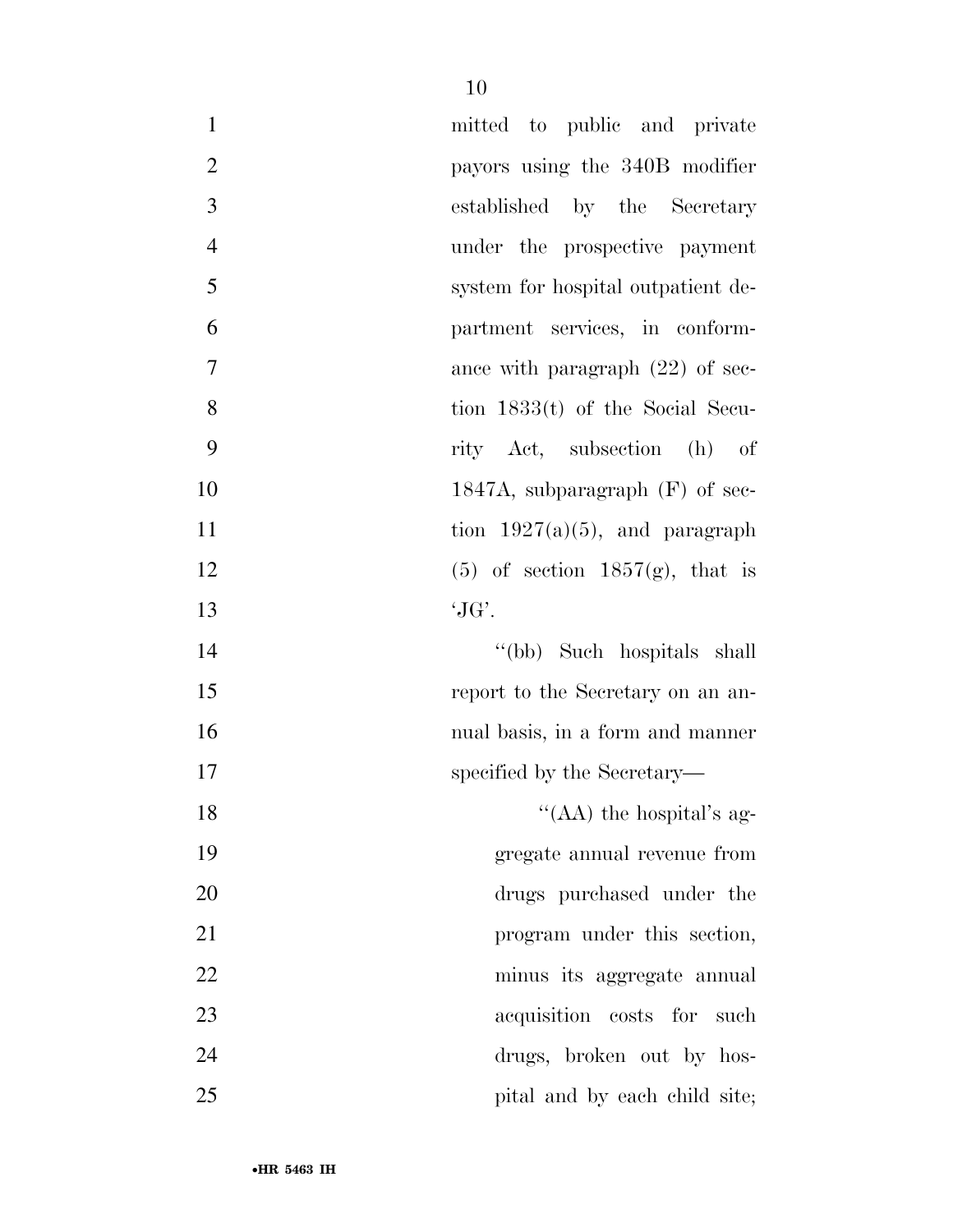mitted to public and private payors using the 340B modifier established by the Secretary under the prospective payment system for hospital outpatient department services, in conformance with paragraph (22) of section 1833(t) of the Social Security Act, subsection (h) of 1847A, subparagraph (F) of section 1927(a)(5), and paragraph (5) of section 1857(g), that is 'JG'.

"(bb) Such hospitals shall report to the Secretary on an annual basis, in a form and manner specified by the Secretary—

"(AA) the hospital's aggregate annual revenue from drugs purchased under the program under this section, minus its aggregate annual acquisition costs for such drugs, broken out by hospital and by each child site;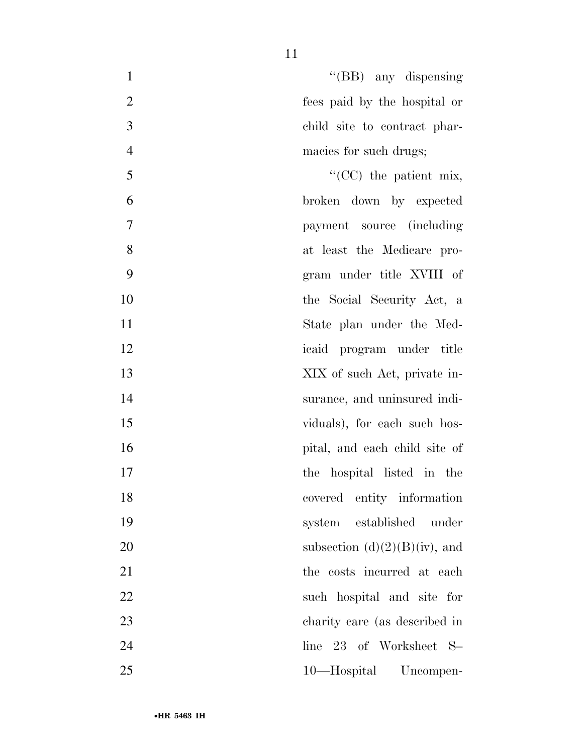"(BB) any dispensing fees paid by the hospital or child site to contract pharmacies for such drugs;

"(CC) the patient mix, broken down by expected payment source (including at least the Medicare program under title XVIII of the Social Security Act, a State plan under the Medicaid program under title XIX of such Act, private insurance, and uninsured individuals), for each such hospital, and each child site of the hospital listed in the covered entity information system established under subsection (d)(2)(B)(iv), and the costs incurred at each such hospital and site for charity care (as described in line 23 of Worksheet S–10—Hospital Uncompen-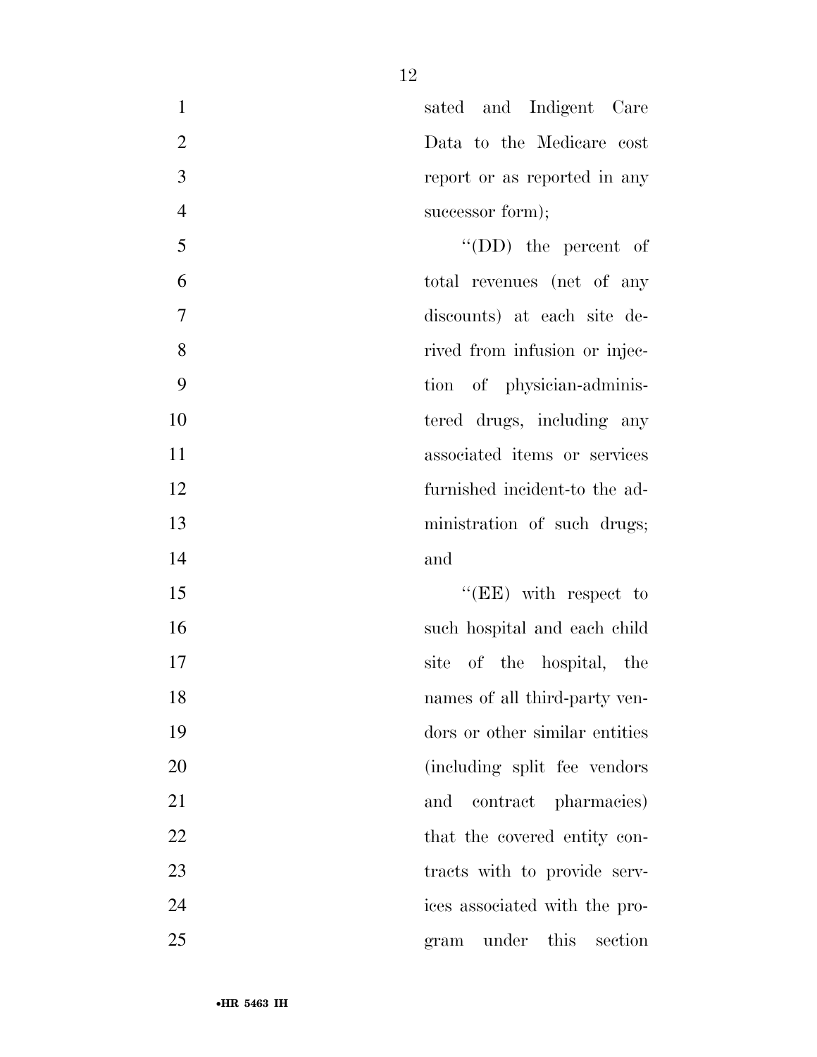sated and Indigent Care Data to the Medicare cost report or as reported in any successor form);

"(DD) the percent of total revenues (net of any discounts) at each site derived from infusion or injection of physician-administered drugs, including any associated items or services furnished incident-to the administration of such drugs; and

"(EE) with respect to such hospital and each child site of the hospital, the names of all third-party vendors or other similar entities (including split fee vendors and contract pharmacies) that the covered entity contracts with to provide services associated with the program under this section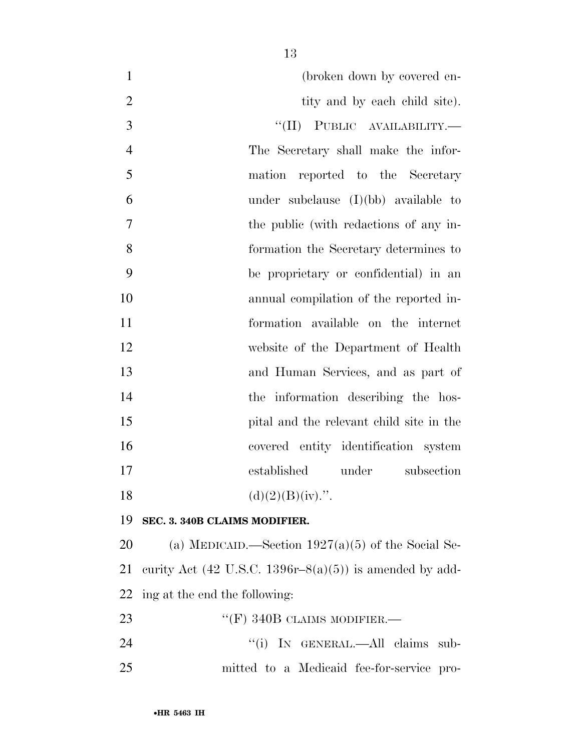(broken down by covered entity and by each child site).

"(II) PUBLIC AVAILABILITY.—The Secretary shall make the information reported to the Secretary under subclause (I)(bb) available to the public (with redactions of any information the Secretary determines to be proprietary or confidential) in an annual compilation of the reported information available on the internet website of the Department of Health and Human Services, and as part of the information describing the hospital and the relevant child site in the covered entity identification system established under subsection (d)(2)(B)(iv).".

**SEC. 3. 340B CLAIMS MODIFIER.**

(a) MEDICAID.—Section 1927(a)(5) of the Social Security Act (42 U.S.C. 1396r–8(a)(5)) is amended by adding at the end the following:

"(F) 340B CLAIMS MODIFIER.—

"(i) IN GENERAL.—All claims submitted to a Medicaid fee-for-service pro-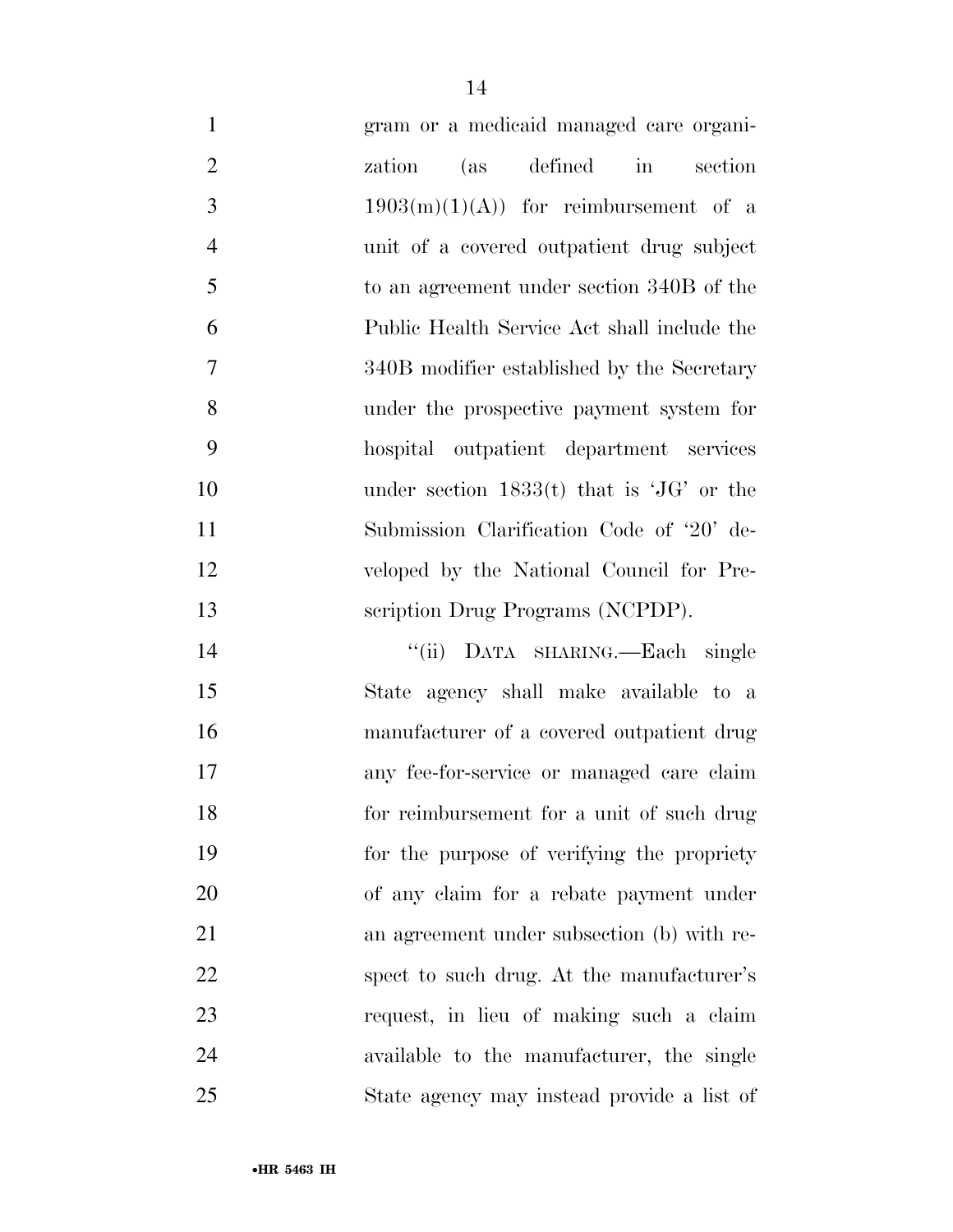gram or a medicaid managed care organization (as defined in section 1903(m)(1)(A)) for reimbursement of a unit of a covered outpatient drug subject to an agreement under section 340B of the Public Health Service Act shall include the 340B modifier established by the Secretary under the prospective payment system for hospital outpatient department services under section 1833(t) that is 'JG' or the Submission Clarification Code of '20' developed by the National Council for Prescription Drug Programs (NCPDP).

"(ii) DATA SHARING.—Each single State agency shall make available to a manufacturer of a covered outpatient drug any fee-for-service or managed care claim for reimbursement for a unit of such drug for the purpose of verifying the propriety of any claim for a rebate payment under an agreement under subsection (b) with respect to such drug. At the manufacturer's request, in lieu of making such a claim available to the manufacturer, the single State agency may instead provide a list of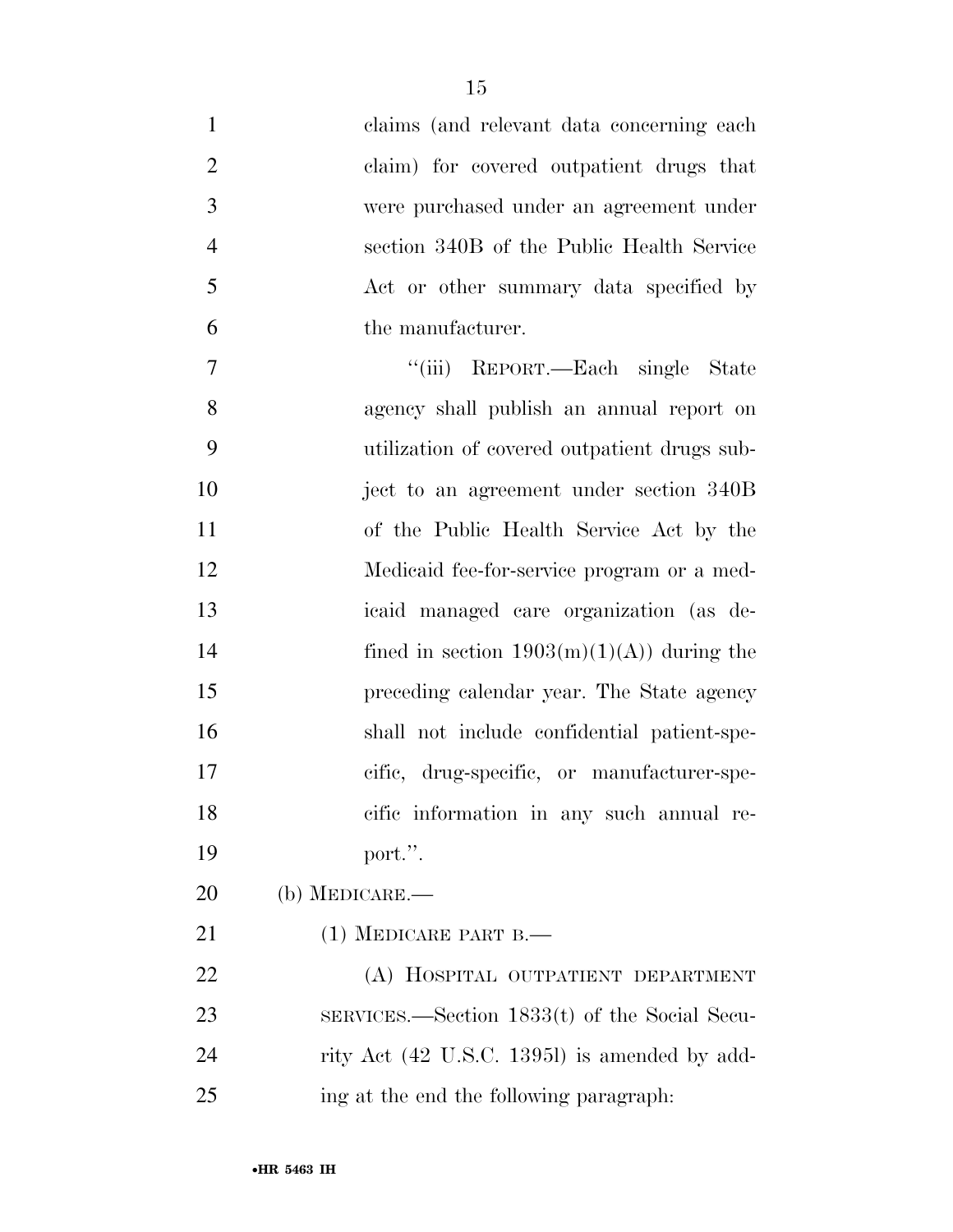claims (and relevant data concerning each claim) for covered outpatient drugs that were purchased under an agreement under section 340B of the Public Health Service Act or other summary data specified by the manufacturer.

"(iii) REPORT.—Each single State agency shall publish an annual report on utilization of covered outpatient drugs subject to an agreement under section 340B of the Public Health Service Act by the Medicaid fee-for-service program or a medicaid managed care organization (as defined in section 1903(m)(1)(A)) during the preceding calendar year. The State agency shall not include confidential patient-specific, drug-specific, or manufacturer-specific information in any such annual report.".

(b) MEDICARE.—

(1) MEDICARE PART B.—

(A) HOSPITAL OUTPATIENT DEPARTMENT SERVICES.—Section 1833(t) of the Social Security Act (42 U.S.C. 1395l) is amended by adding at the end the following paragraph: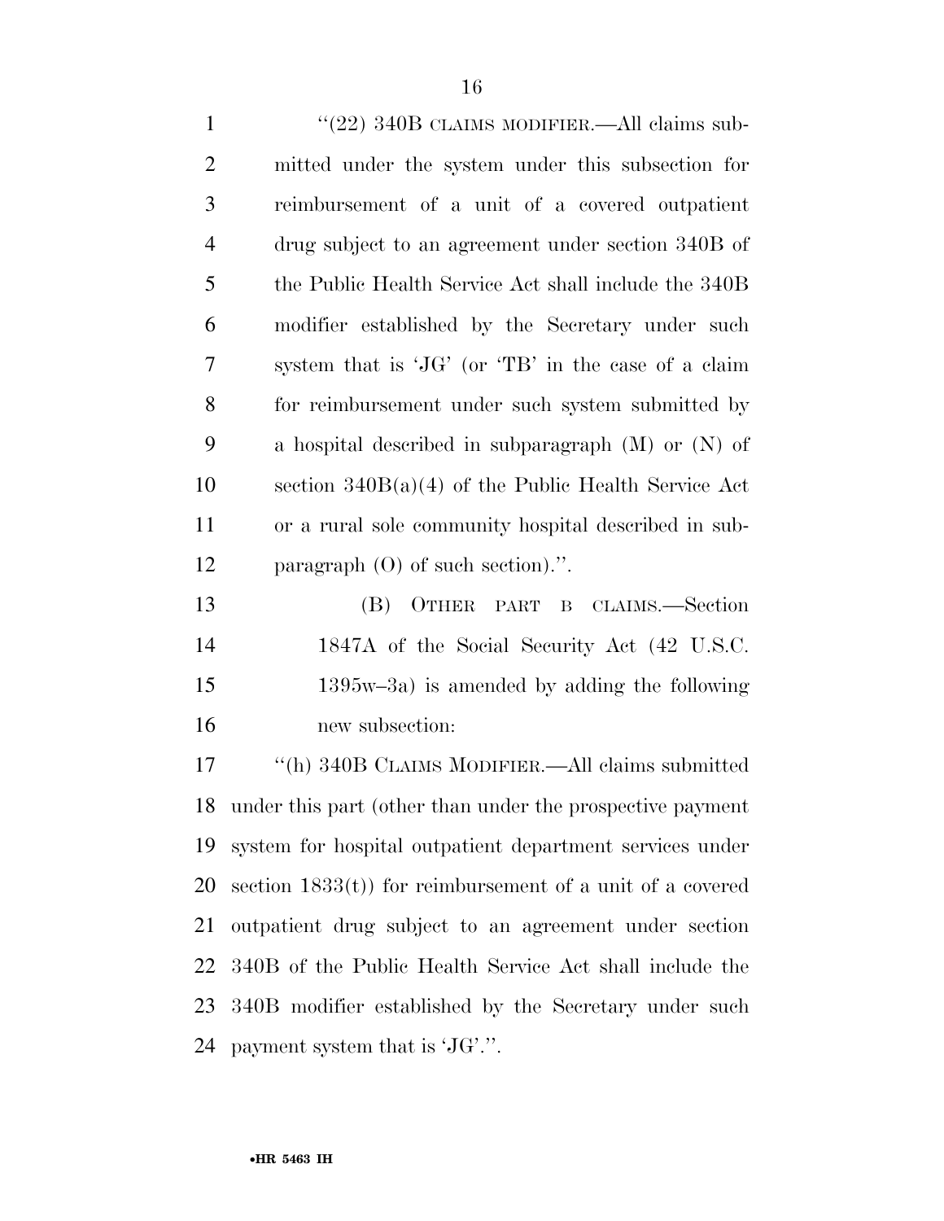''(22) 340B CLAIMS MODIFIER.—All claims submitted under the system under this subsection for reimbursement of a unit of a covered outpatient drug subject to an agreement under section 340B of the Public Health Service Act shall include the 340B modifier established by the Secretary under such system that is 'JG' (or 'TB' in the case of a claim for reimbursement under such system submitted by a hospital described in subparagraph (M) or (N) of section 340B(a)(4) of the Public Health Service Act or a rural sole community hospital described in subparagraph (O) of such section).''.

(B) OTHER PART B CLAIMS.—Section 1847A of the Social Security Act (42 U.S.C. 1395w–3a) is amended by adding the following new subsection:

''(h) 340B CLAIMS MODIFIER.—All claims submitted under this part (other than under the prospective payment system for hospital outpatient department services under section 1833(t)) for reimbursement of a unit of a covered outpatient drug subject to an agreement under section 340B of the Public Health Service Act shall include the 340B modifier established by the Secretary under such payment system that is 'JG'.''.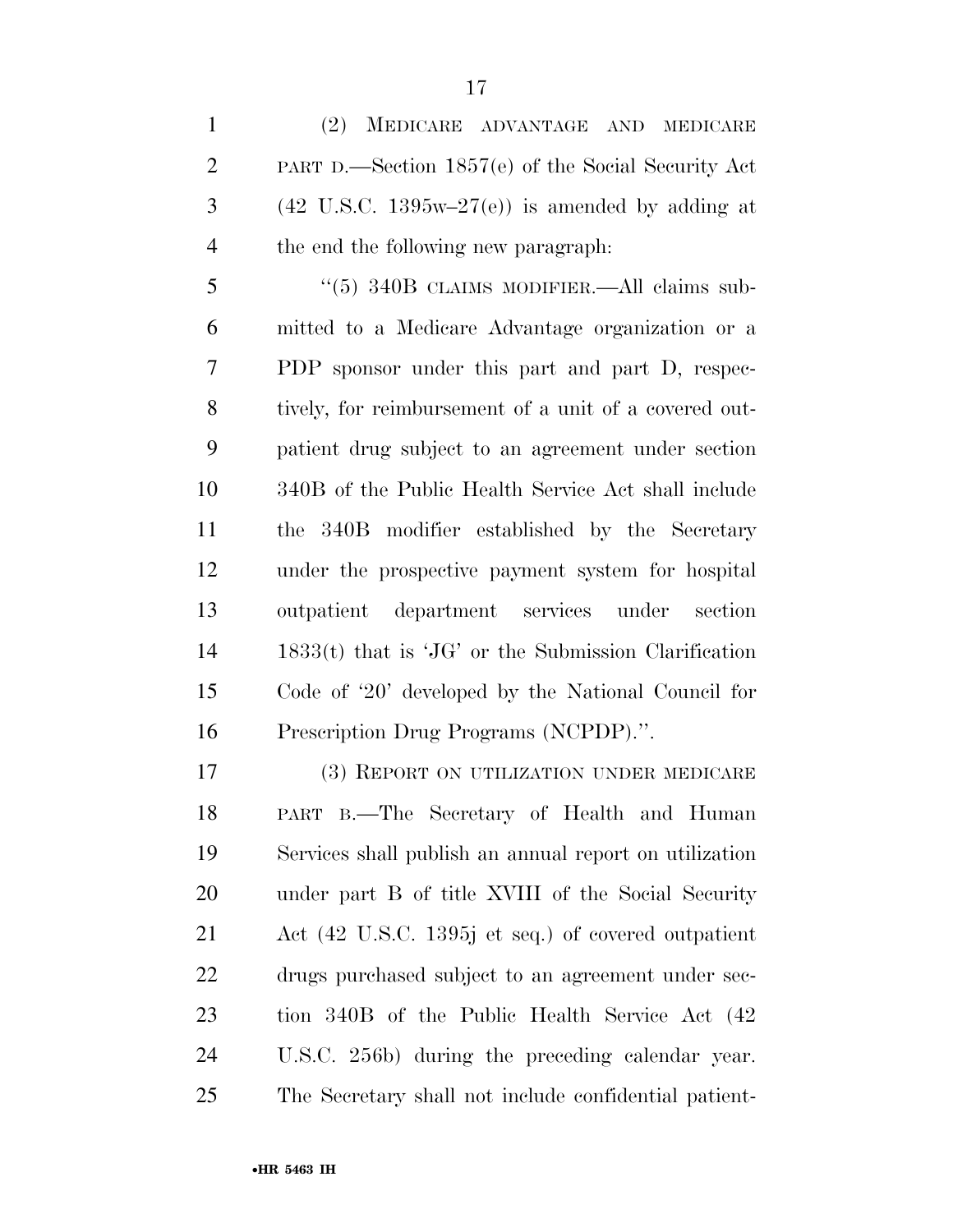(2) MEDICARE ADVANTAGE AND MEDICARE PART D.—Section 1857(e) of the Social Security Act (42 U.S.C. 1395w–27(e)) is amended by adding at the end the following new paragraph:

"(5) 340B CLAIMS MODIFIER.—All claims submitted to a Medicare Advantage organization or a PDP sponsor under this part and part D, respectively, for reimbursement of a unit of a covered outpatient drug subject to an agreement under section 340B of the Public Health Service Act shall include the 340B modifier established by the Secretary under the prospective payment system for hospital outpatient department services under section 1833(t) that is 'JG' or the Submission Clarification Code of '20' developed by the National Council for Prescription Drug Programs (NCPDP).".

(3) REPORT ON UTILIZATION UNDER MEDICARE PART B.—The Secretary of Health and Human Services shall publish an annual report on utilization under part B of title XVIII of the Social Security Act (42 U.S.C. 1395j et seq.) of covered outpatient drugs purchased subject to an agreement under section 340B of the Public Health Service Act (42 U.S.C. 256b) during the preceding calendar year. The Secretary shall not include confidential patient-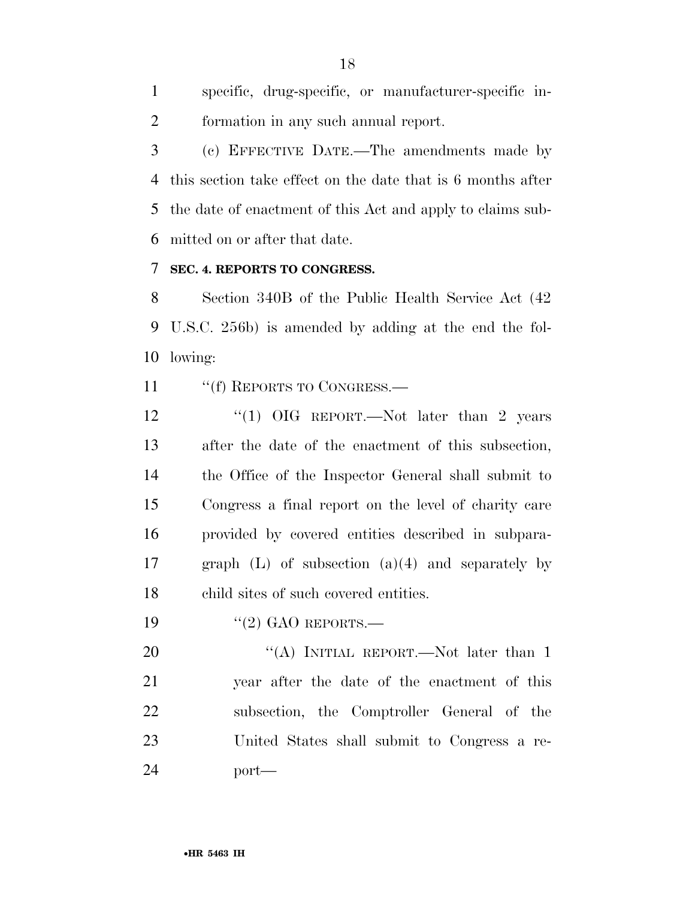specific, drug-specific, or manufacturer-specific information in any such annual report.

(c) EFFECTIVE DATE.—The amendments made by this section take effect on the date that is 6 months after the date of enactment of this Act and apply to claims submitted on or after that date.

**SEC. 4. REPORTS TO CONGRESS.**

Section 340B of the Public Health Service Act (42 U.S.C. 256b) is amended by adding at the end the following:

"(f) REPORTS TO CONGRESS.—

"(1) OIG REPORT.—Not later than 2 years after the date of the enactment of this subsection, the Office of the Inspector General shall submit to Congress a final report on the level of charity care provided by covered entities described in subparagraph (L) of subsection (a)(4) and separately by child sites of such covered entities.

"(2) GAO REPORTS.—

"(A) INITIAL REPORT.—Not later than 1 year after the date of the enactment of this subsection, the Comptroller General of the United States shall submit to Congress a report—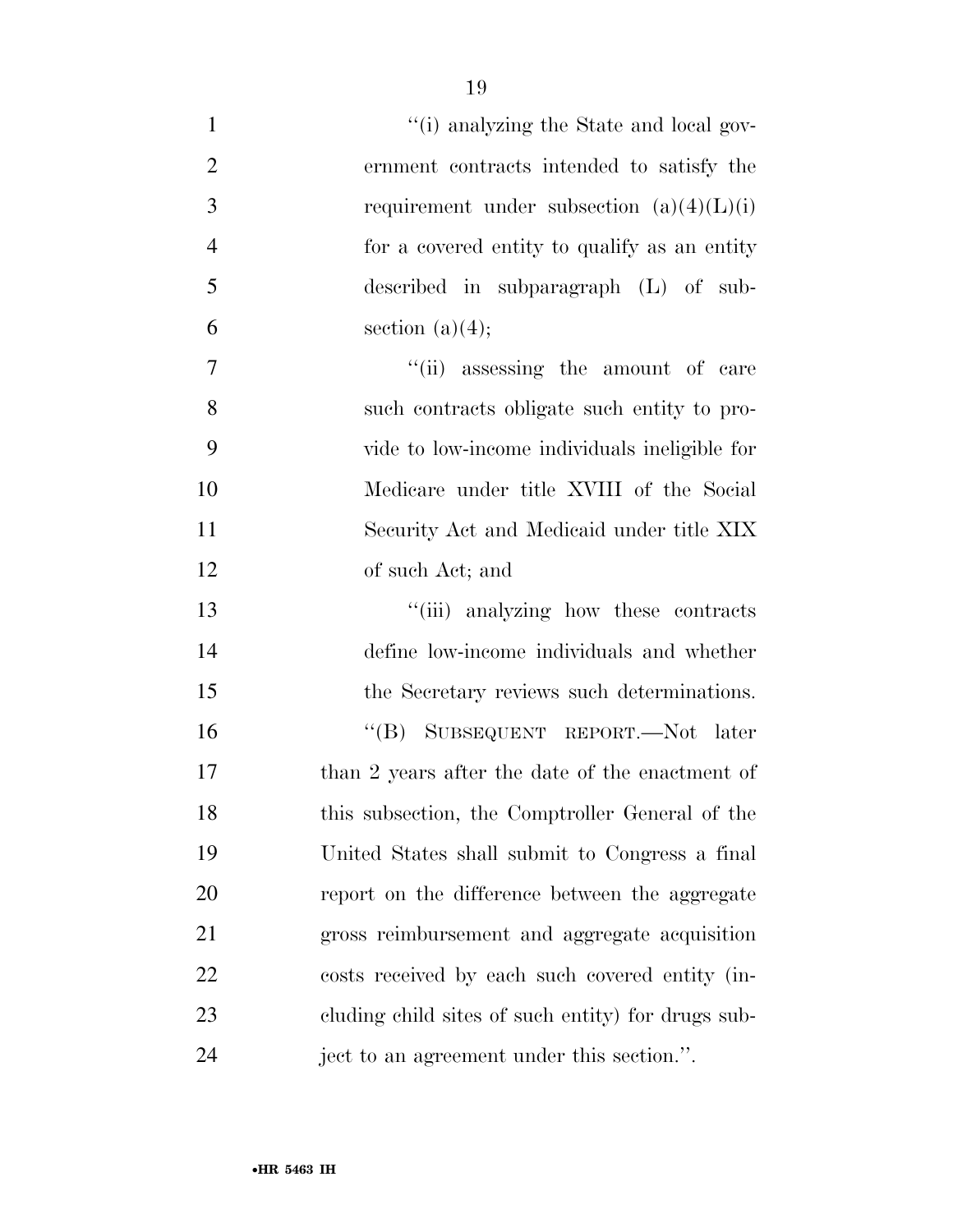"(i) analyzing the State and local government contracts intended to satisfy the requirement under subsection (a)(4)(L)(i) for a covered entity to qualify as an entity described in subparagraph (L) of subsection (a)(4);

"(ii) assessing the amount of care such contracts obligate such entity to provide to low-income individuals ineligible for Medicare under title XVIII of the Social Security Act and Medicaid under title XIX of such Act; and

"(iii) analyzing how these contracts define low-income individuals and whether the Secretary reviews such determinations.

"(B) SUBSEQUENT REPORT.—Not later than 2 years after the date of the enactment of this subsection, the Comptroller General of the United States shall submit to Congress a final report on the difference between the aggregate gross reimbursement and aggregate acquisition costs received by each such covered entity (including child sites of such entity) for drugs subject to an agreement under this section.".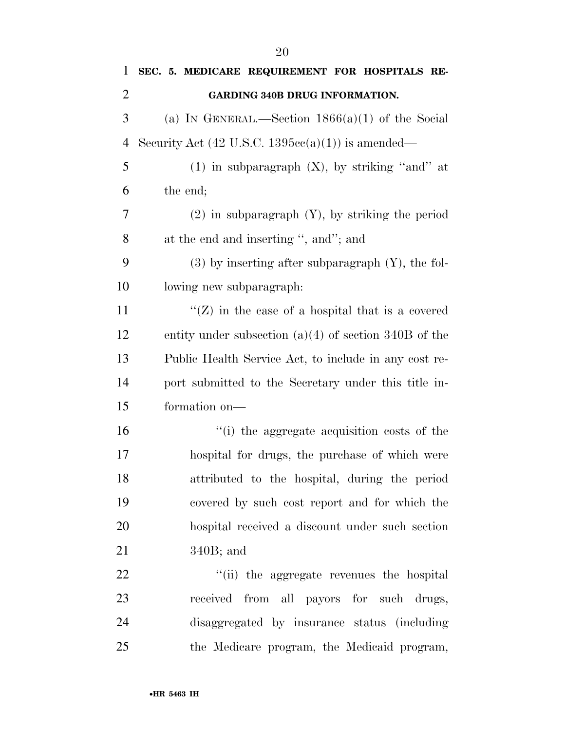**SEC. 5. MEDICARE REQUIREMENT FOR HOSPITALS REGARDING 340B DRUG INFORMATION.**

(a) IN GENERAL.—Section 1866(a)(1) of the Social Security Act (42 U.S.C. 1395cc(a)(1)) is amended—

(1) in subparagraph (X), by striking "and" at the end;

(2) in subparagraph (Y), by striking the period at the end and inserting ", and"; and

(3) by inserting after subparagraph (Y), the following new subparagraph:

"(Z) in the case of a hospital that is a covered entity under subsection (a)(4) of section 340B of the Public Health Service Act, to include in any cost report submitted to the Secretary under this title information on—

"(i) the aggregate acquisition costs of the hospital for drugs, the purchase of which were attributed to the hospital, during the period covered by such cost report and for which the hospital received a discount under such section 340B; and

"(ii) the aggregate revenues the hospital received from all payors for such drugs, disaggregated by insurance status (including the Medicare program, the Medicaid program,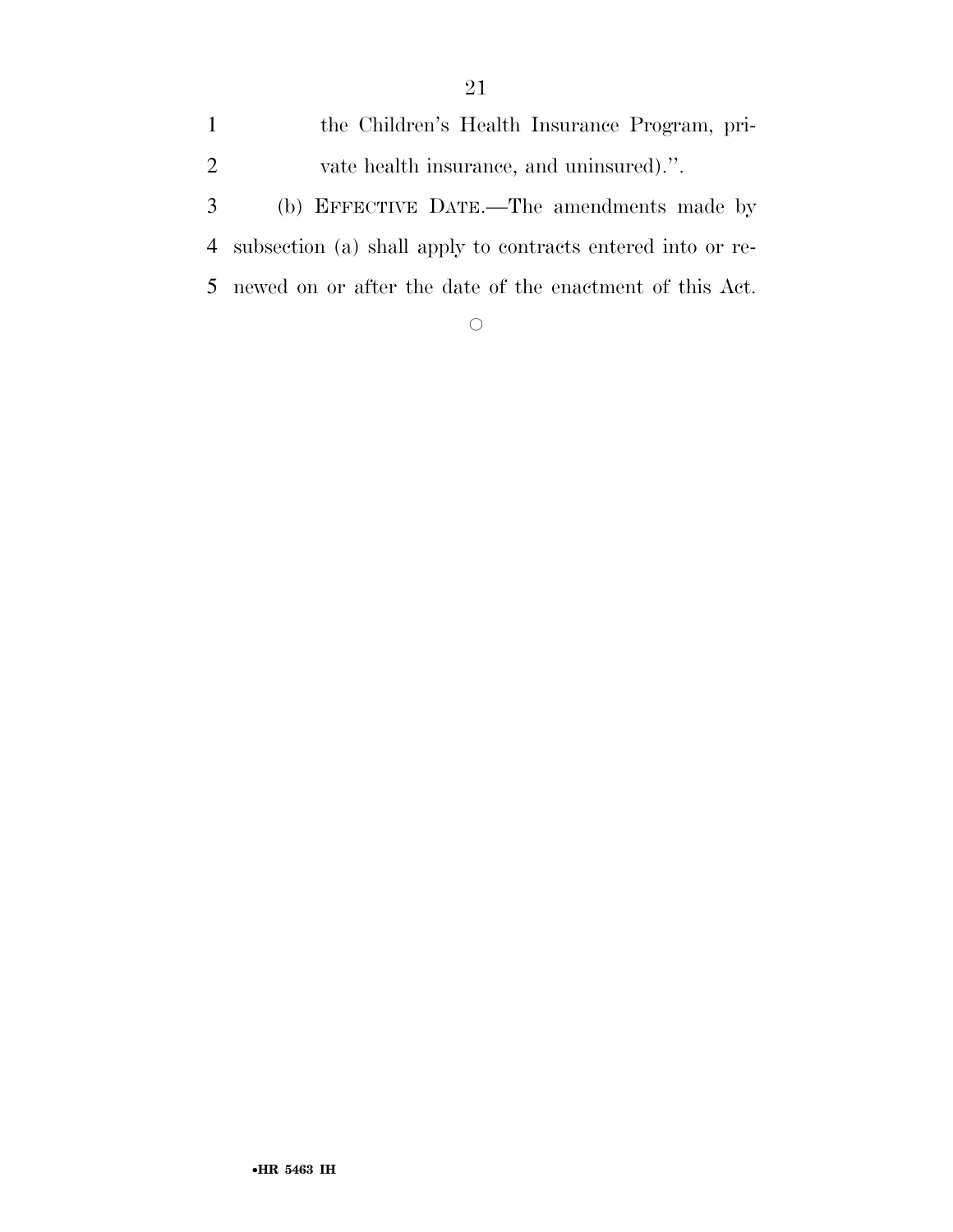the Children's Health Insurance Program, private health insurance, and uninsured).''.

(b) EFFECTIVE DATE.—The amendments made by subsection (a) shall apply to contracts entered into or renewed on or after the date of the enactment of this Act.

○